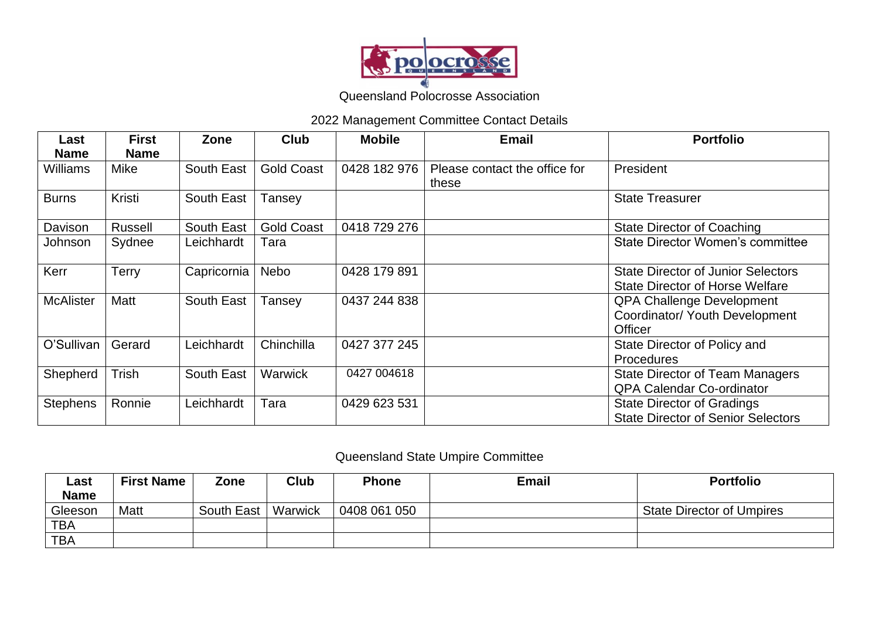Queensland Polocrosse Association

2022 Management Committee Contact Details

| Last Name | First Name | Zone | Club | Mobile | Email | Portfolio |
|---|---|---|---|---|---|---|
| Williams | Mike | South East | Gold Coast | 0428 182 976 | Please contact the office for these | President |
| Burns | Kristi | South East | Tansey | | | State Treasurer |
| Davison | Russell | South East | Gold Coast | 0418 729 276 | | State Director of Coaching |
| Johnson | Sydnee | Leichhardt | Tara | | | State Director Women's committee |
| Kerr | Terry | Capricornia | Nebo | 0428 179 891 | | State Director of Junior Selectors<br>State Director of Horse Welfare |
| McAlister | Matt | South East | Tansey | 0437 244 838 | | QPA Challenge Development Coordinator/ Youth Development Officer |
| O'Sullivan | Gerard | Leichhardt | Chinchilla | 0427 377 245 | | State Director of Policy and Procedures |
| Shepherd | Trish | South East | Warwick | 0427 004618 | | State Director of Team Managers<br>QPA Calendar Co-ordinator |
| Stephens | Ronnie | Leichhardt | Tara | 0429 623 531 | | State Director of Gradings<br>State Director of Senior Selectors |

Queensland State Umpire Committee

| Last Name | First Name | Zone | Club | Phone | Email | Portfolio |
|---|---|---|---|---|---|---|
| Gleeson | Matt | South East | Warwick | 0408 061 050 | | State Director of Umpires |
| TBA | | | | | | |
| TBA | | | | | | |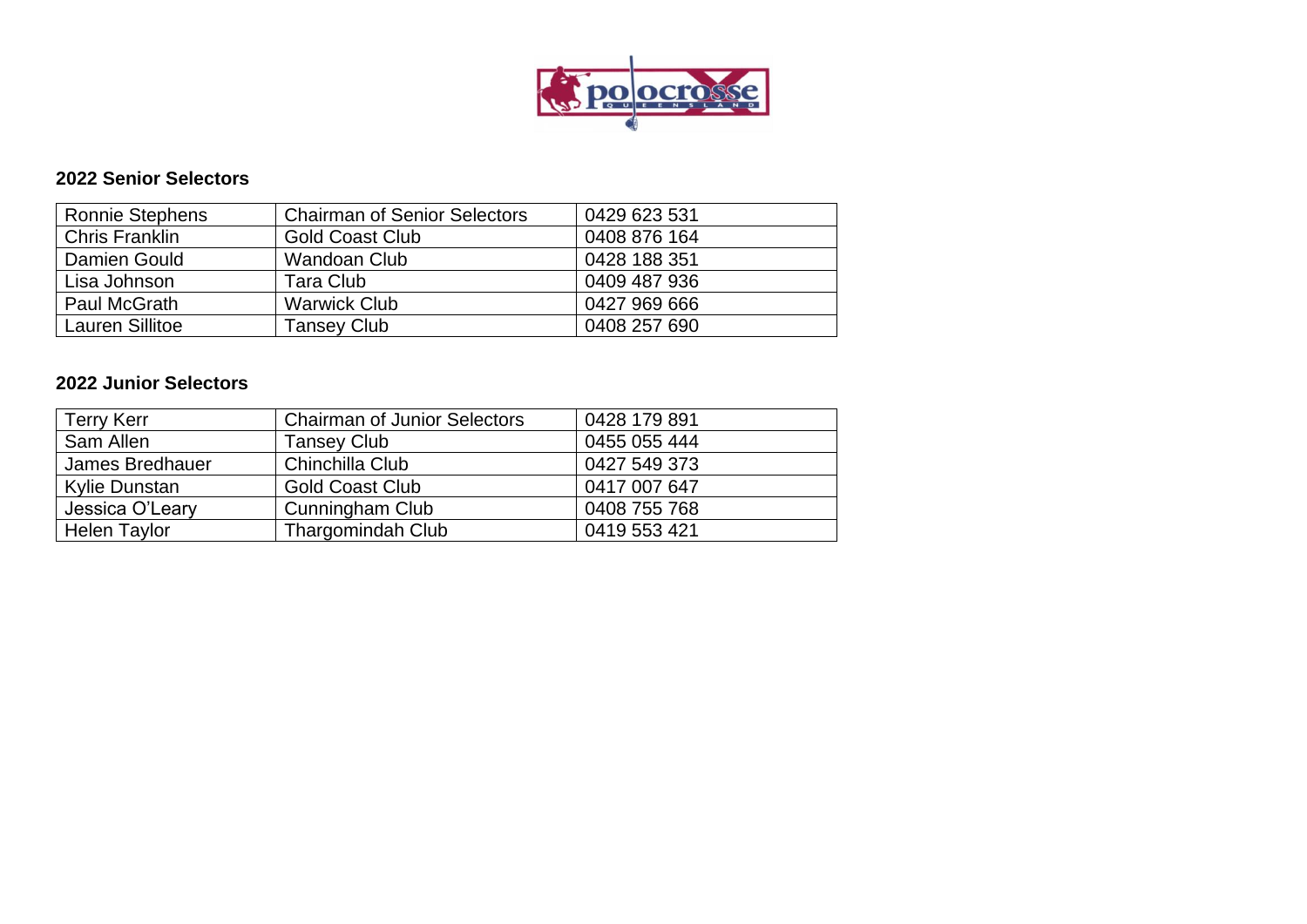## 2022 Senior Selectors

| | | |
|---|---|---|
| Ronnie Stephens | Chairman of Senior Selectors | 0429 623 531 |
| Chris Franklin | Gold Coast Club | 0408 876 164 |
| Damien Gould | Wandoan Club | 0428 188 351 |
| Lisa Johnson | Tara Club | 0409 487 936 |
| Paul McGrath | Warwick Club | 0427 969 666 |
| Lauren Sillitoe | Tansey Club | 0408 257 690 |

## 2022 Junior Selectors

| | | |
|---|---|---|
| Terry Kerr | Chairman of Junior Selectors | 0428 179 891 |
| Sam Allen | Tansey Club | 0455 055 444 |
| James Bredhauer | Chinchilla Club | 0427 549 373 |
| Kylie Dunstan | Gold Coast Club | 0417 007 647 |
| Jessica O'Leary | Cunningham Club | 0408 755 768 |
| Helen Taylor | Thargomindah Club | 0419 553 421 |